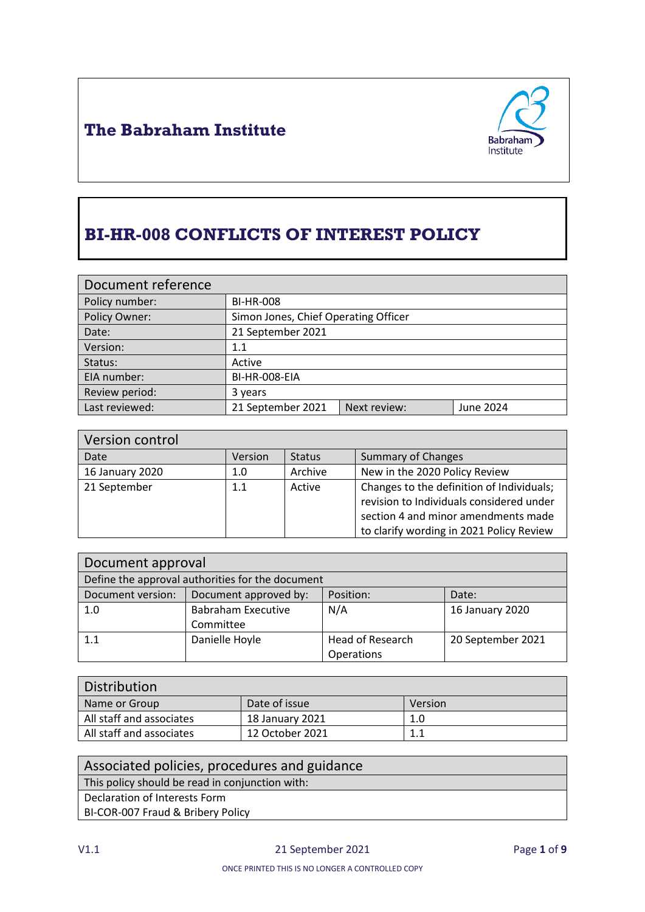**The Babraham Institute**

# BI-HR-008 CONFLICTS OF INTEREST POLICY

| Document reference | | | |
|---|---|---|---|
| Policy number: | BI-HR-008 | | |
| Policy Owner: | Simon Jones, Chief Operating Officer | | |
| Date: | 21 September 2021 | | |
| Version: | 1.1 | | |
| Status: | Active | | |
| EIA number: | BI-HR-008-EIA | | |
| Review period: | 3 years | | |
| Last reviewed: | 21 September 2021 | Next review: | June 2024 |

| Version control | | | |
|---|---|---|---|
| Date | Version | Status | Summary of Changes |
| 16 January 2020 | 1.0 | Archive | New in the 2020 Policy Review |
| 21 September | 1.1 | Active | Changes to the definition of Individuals; revision to Individuals considered under section 4 and minor amendments made to clarify wording in 2021 Policy Review |

| Document approval | | | |
|---|---|---|---|
| Define the approval authorities for the document | | | |
| Document version: | Document approved by: | Position: | Date: |
| 1.0 | Babraham Executive Committee | N/A | 16 January 2020 |
| 1.1 | Danielle Hoyle | Head of Research Operations | 20 September 2021 |

| Distribution | | |
|---|---|---|
| Name or Group | Date of issue | Version |
| All staff and associates | 18 January 2021 | 1.0 |
| All staff and associates | 12 October 2021 | 1.1 |

| Associated policies, procedures and guidance |
|---|
| This policy should be read in conjunction with: |
| Declaration of Interests Form<br>BI-COR-007 Fraud & Bribery Policy |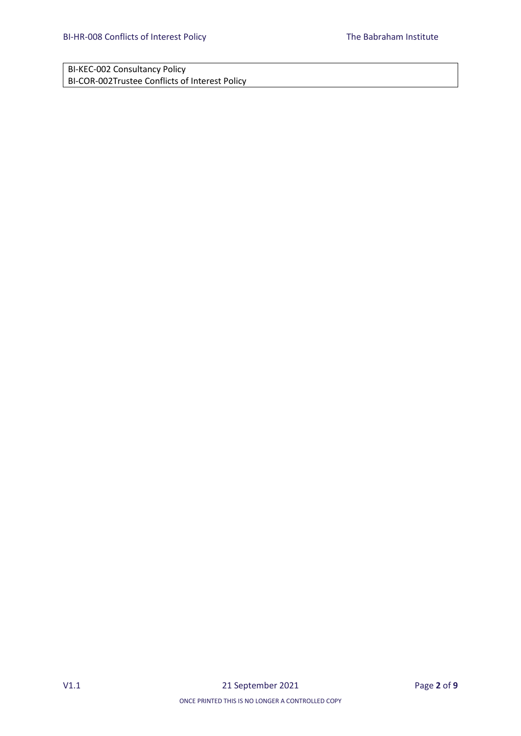| BI-KEC-002 Consultancy Policy<br>BI-COR-002Trustee Conflicts of Interest Policy |
|---|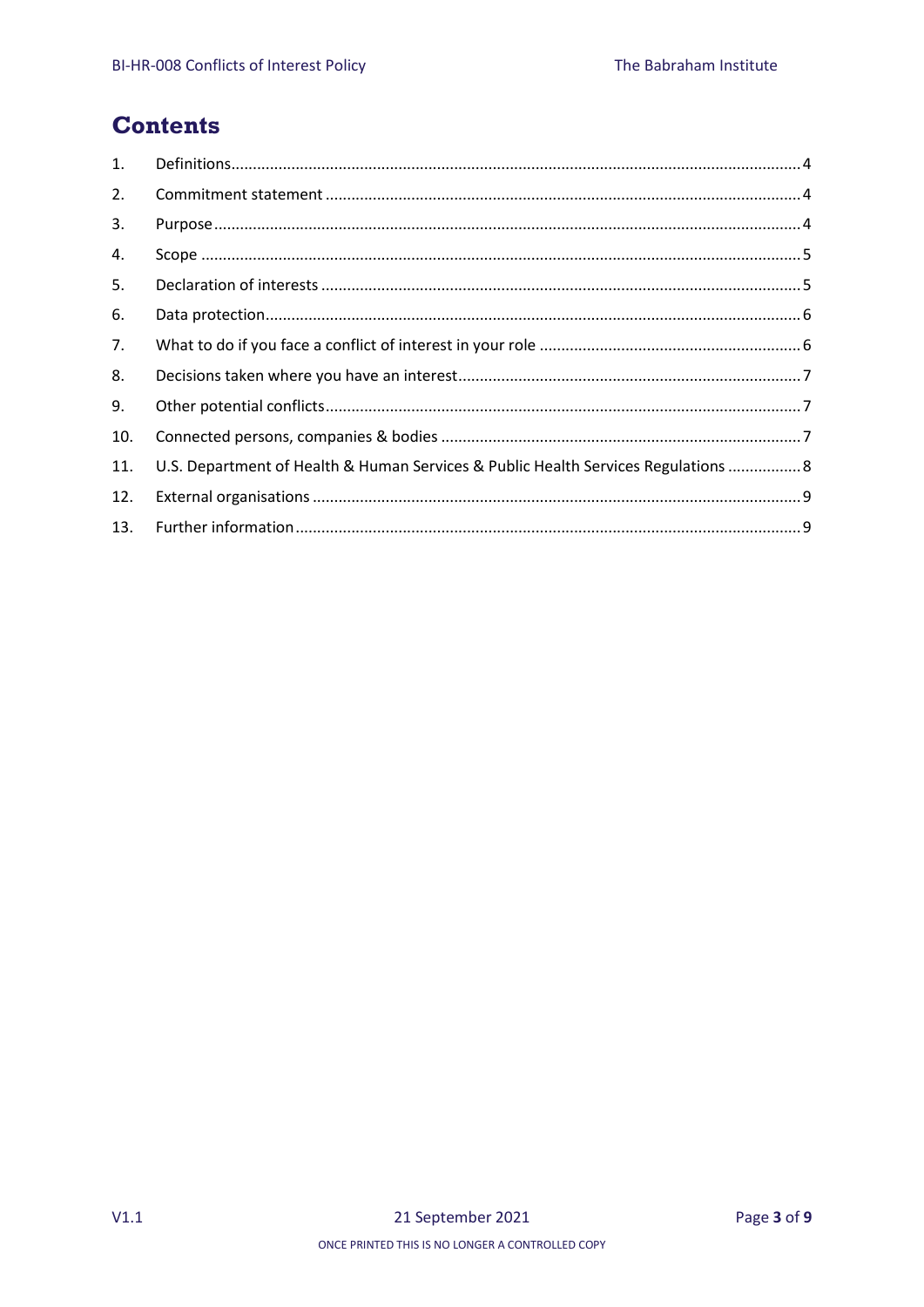# Contents

1. Definitions ........ 4
2. Commitment statement ........ 4
3. Purpose ........ 4
4. Scope ........ 5
5. Declaration of interests ........ 5
6. Data protection ........ 6
7. What to do if you face a conflict of interest in your role ........ 6
8. Decisions taken where you have an interest ........ 7
9. Other potential conflicts ........ 7
10. Connected persons, companies & bodies ........ 7
11. U.S. Department of Health & Human Services & Public Health Services Regulations ........ 8
12. External organisations ........ 9
13. Further information ........ 9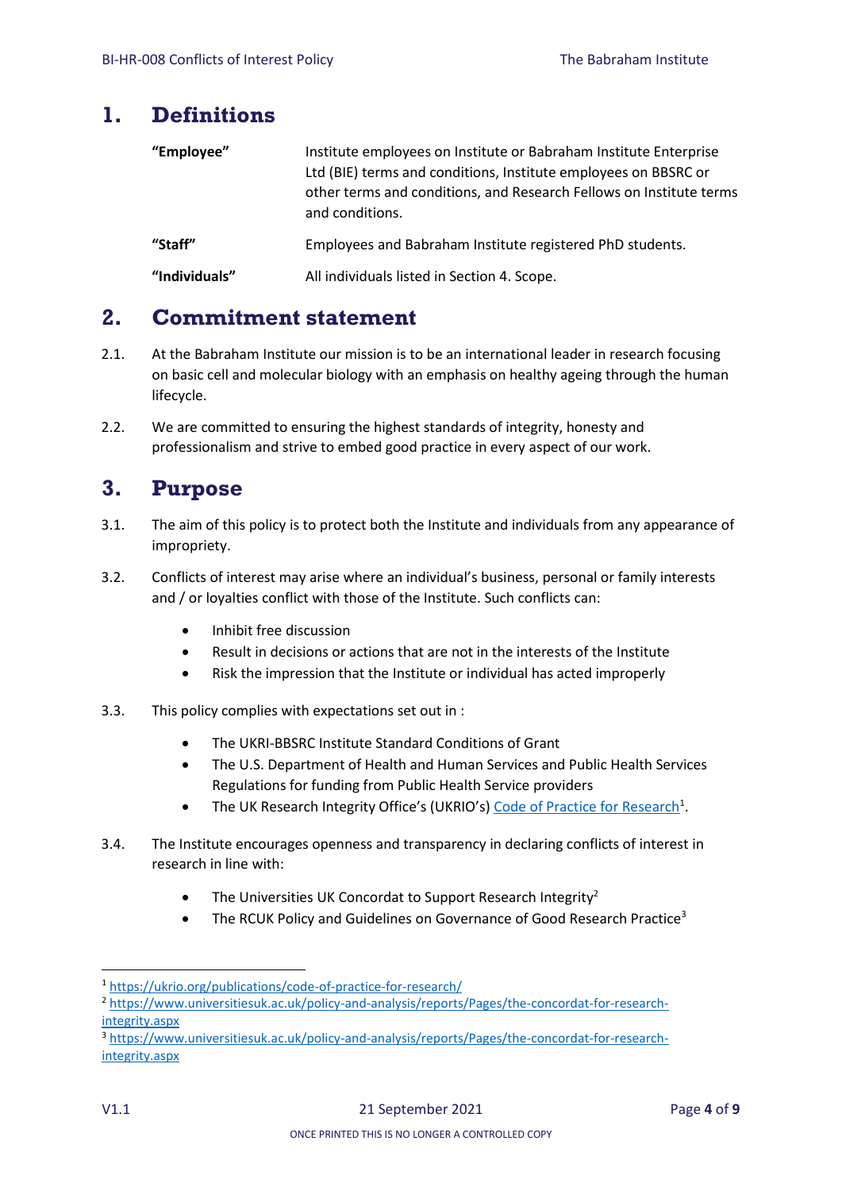# 1. Definitions

| | |
|---|---|
| **"Employee"** | Institute employees on Institute or Babraham Institute Enterprise Ltd (BIE) terms and conditions, Institute employees on BBSRC or other terms and conditions, and Research Fellows on Institute terms and conditions. |
| **"Staff"** | Employees and Babraham Institute registered PhD students. |
| **"Individuals"** | All individuals listed in Section 4. Scope. |

# 2. Commitment statement

2.1. At the Babraham Institute our mission is to be an international leader in research focusing on basic cell and molecular biology with an emphasis on healthy ageing through the human lifecycle.

2.2. We are committed to ensuring the highest standards of integrity, honesty and professionalism and strive to embed good practice in every aspect of our work.

# 3. Purpose

3.1. The aim of this policy is to protect both the Institute and individuals from any appearance of impropriety.

3.2. Conflicts of interest may arise where an individual's business, personal or family interests and / or loyalties conflict with those of the Institute. Such conflicts can:

- Inhibit free discussion
- Result in decisions or actions that are not in the interests of the Institute
- Risk the impression that the Institute or individual has acted improperly

3.3. This policy complies with expectations set out in :

- The UKRI-BBSRC Institute Standard Conditions of Grant
- The U.S. Department of Health and Human Services and Public Health Services Regulations for funding from Public Health Service providers
- The UK Research Integrity Office's (UKRIO's) Code of Practice for Research[1].

3.4. The Institute encourages openness and transparency in declaring conflicts of interest in research in line with:

- The Universities UK Concordat to Support Research Integrity[2]
- The RCUK Policy and Guidelines on Governance of Good Research Practice[3]

---

[1] https://ukrio.org/publications/code-of-practice-for-research/

[2] https://www.universitiesuk.ac.uk/policy-and-analysis/reports/Pages/the-concordat-for-research-integrity.aspx

[3] https://www.universitiesuk.ac.uk/policy-and-analysis/reports/Pages/the-concordat-for-research-integrity.aspx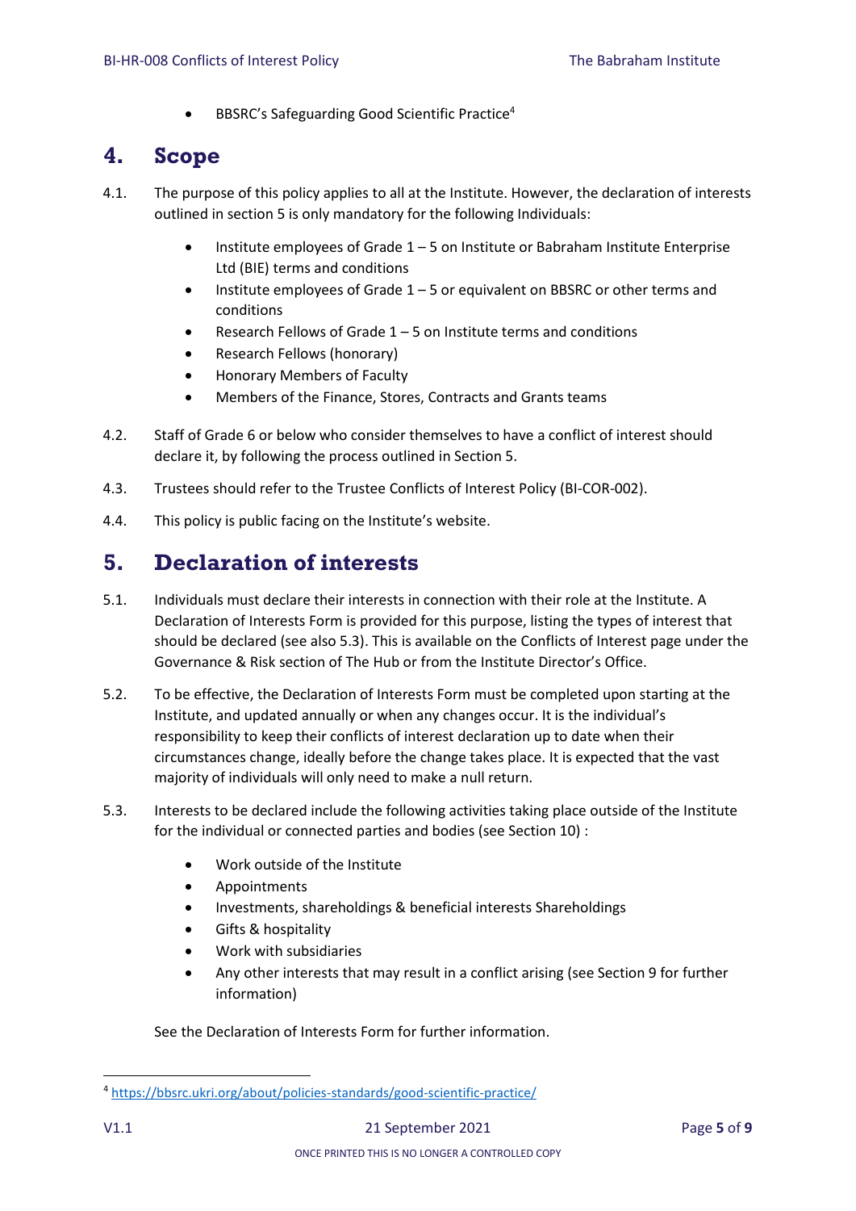- BBSRC's Safeguarding Good Scientific Practice[4]

## 4. Scope

4.1. The purpose of this policy applies to all at the Institute. However, the declaration of interests outlined in section 5 is only mandatory for the following Individuals:

- Institute employees of Grade 1 – 5 on Institute or Babraham Institute Enterprise Ltd (BIE) terms and conditions
- Institute employees of Grade 1 – 5 or equivalent on BBSRC or other terms and conditions
- Research Fellows of Grade 1 – 5 on Institute terms and conditions
- Research Fellows (honorary)
- Honorary Members of Faculty
- Members of the Finance, Stores, Contracts and Grants teams

4.2. Staff of Grade 6 or below who consider themselves to have a conflict of interest should declare it, by following the process outlined in Section 5.

4.3. Trustees should refer to the Trustee Conflicts of Interest Policy (BI-COR-002).

4.4. This policy is public facing on the Institute's website.

## 5. Declaration of interests

5.1. Individuals must declare their interests in connection with their role at the Institute. A Declaration of Interests Form is provided for this purpose, listing the types of interest that should be declared (see also 5.3). This is available on the Conflicts of Interest page under the Governance & Risk section of The Hub or from the Institute Director's Office.

5.2. To be effective, the Declaration of Interests Form must be completed upon starting at the Institute, and updated annually or when any changes occur. It is the individual's responsibility to keep their conflicts of interest declaration up to date when their circumstances change, ideally before the change takes place. It is expected that the vast majority of individuals will only need to make a null return.

5.3. Interests to be declared include the following activities taking place outside of the Institute for the individual or connected parties and bodies (see Section 10) :

- Work outside of the Institute
- Appointments
- Investments, shareholdings & beneficial interests Shareholdings
- Gifts & hospitality
- Work with subsidiaries
- Any other interests that may result in a conflict arising (see Section 9 for further information)

See the Declaration of Interests Form for further information.

---

[4] https://bbsrc.ukri.org/about/policies-standards/good-scientific-practice/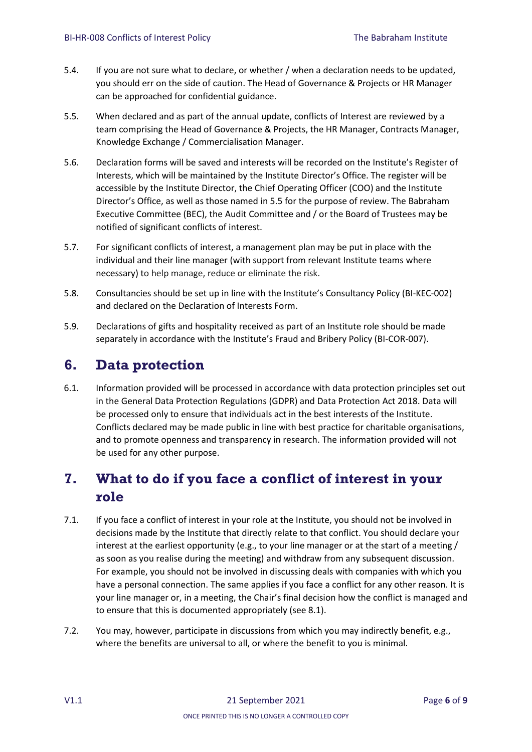5.4. If you are not sure what to declare, or whether / when a declaration needs to be updated, you should err on the side of caution. The Head of Governance & Projects or HR Manager can be approached for confidential guidance.

5.5. When declared and as part of the annual update, conflicts of Interest are reviewed by a team comprising the Head of Governance & Projects, the HR Manager, Contracts Manager, Knowledge Exchange / Commercialisation Manager.

5.6. Declaration forms will be saved and interests will be recorded on the Institute's Register of Interests, which will be maintained by the Institute Director's Office. The register will be accessible by the Institute Director, the Chief Operating Officer (COO) and the Institute Director's Office, as well as those named in 5.5 for the purpose of review. The Babraham Executive Committee (BEC), the Audit Committee and / or the Board of Trustees may be notified of significant conflicts of interest.

5.7. For significant conflicts of interest, a management plan may be put in place with the individual and their line manager (with support from relevant Institute teams where necessary) to help manage, reduce or eliminate the risk.

5.8. Consultancies should be set up in line with the Institute's Consultancy Policy (BI-KEC-002) and declared on the Declaration of Interests Form.

5.9. Declarations of gifts and hospitality received as part of an Institute role should be made separately in accordance with the Institute's Fraud and Bribery Policy (BI-COR-007).

## 6. Data protection

6.1. Information provided will be processed in accordance with data protection principles set out in the General Data Protection Regulations (GDPR) and Data Protection Act 2018. Data will be processed only to ensure that individuals act in the best interests of the Institute. Conflicts declared may be made public in line with best practice for charitable organisations, and to promote openness and transparency in research. The information provided will not be used for any other purpose.

## 7. What to do if you face a conflict of interest in your role

7.1. If you face a conflict of interest in your role at the Institute, you should not be involved in decisions made by the Institute that directly relate to that conflict. You should declare your interest at the earliest opportunity (e.g., to your line manager or at the start of a meeting / as soon as you realise during the meeting) and withdraw from any subsequent discussion. For example, you should not be involved in discussing deals with companies with which you have a personal connection. The same applies if you face a conflict for any other reason. It is your line manager or, in a meeting, the Chair's final decision how the conflict is managed and to ensure that this is documented appropriately (see 8.1).

7.2. You may, however, participate in discussions from which you may indirectly benefit, e.g., where the benefits are universal to all, or where the benefit to you is minimal.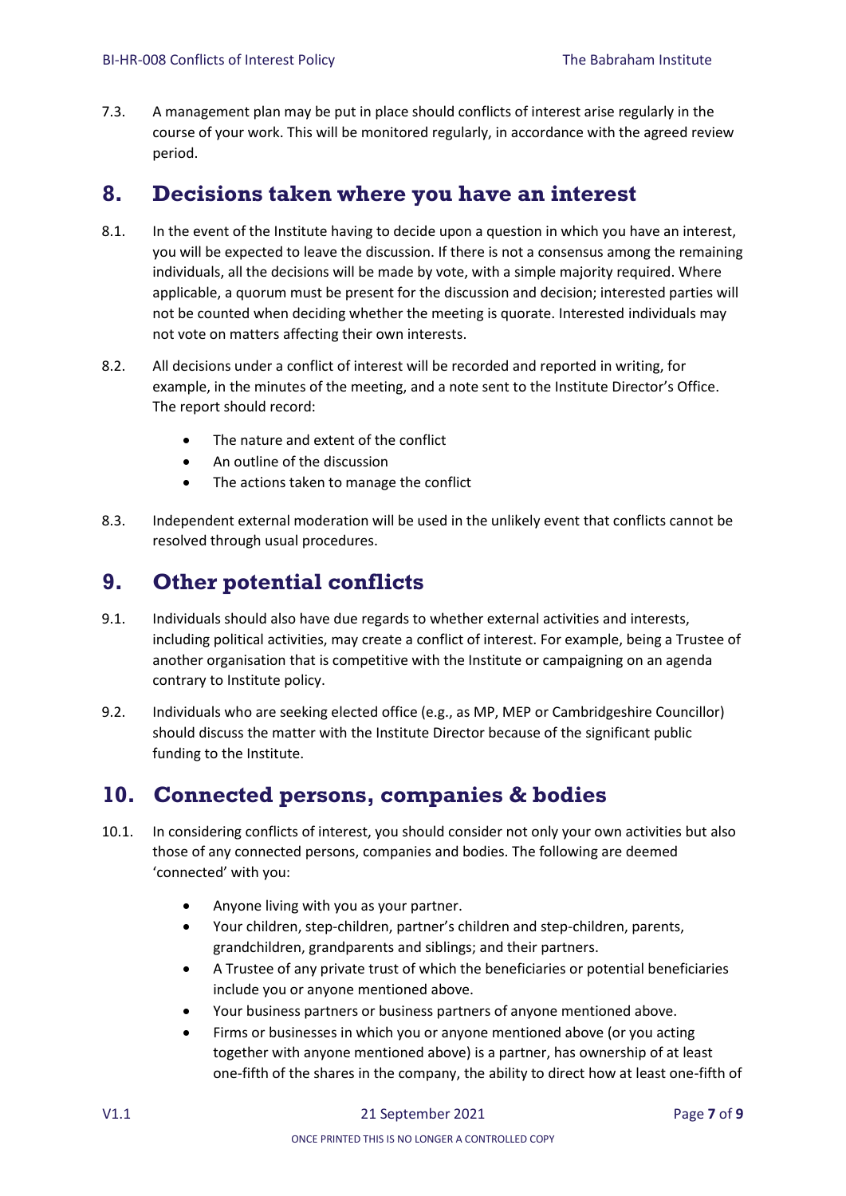7.3. A management plan may be put in place should conflicts of interest arise regularly in the course of your work. This will be monitored regularly, in accordance with the agreed review period.

## 8. Decisions taken where you have an interest

8.1. In the event of the Institute having to decide upon a question in which you have an interest, you will be expected to leave the discussion. If there is not a consensus among the remaining individuals, all the decisions will be made by vote, with a simple majority required. Where applicable, a quorum must be present for the discussion and decision; interested parties will not be counted when deciding whether the meeting is quorate. Interested individuals may not vote on matters affecting their own interests.

8.2. All decisions under a conflict of interest will be recorded and reported in writing, for example, in the minutes of the meeting, and a note sent to the Institute Director's Office. The report should record:

- The nature and extent of the conflict
- An outline of the discussion
- The actions taken to manage the conflict

8.3. Independent external moderation will be used in the unlikely event that conflicts cannot be resolved through usual procedures.

## 9. Other potential conflicts

9.1. Individuals should also have due regards to whether external activities and interests, including political activities, may create a conflict of interest. For example, being a Trustee of another organisation that is competitive with the Institute or campaigning on an agenda contrary to Institute policy.

9.2. Individuals who are seeking elected office (e.g., as MP, MEP or Cambridgeshire Councillor) should discuss the matter with the Institute Director because of the significant public funding to the Institute.

## 10. Connected persons, companies & bodies

10.1. In considering conflicts of interest, you should consider not only your own activities but also those of any connected persons, companies and bodies. The following are deemed 'connected' with you:

- Anyone living with you as your partner.
- Your children, step-children, partner's children and step-children, parents, grandchildren, grandparents and siblings; and their partners.
- A Trustee of any private trust of which the beneficiaries or potential beneficiaries include you or anyone mentioned above.
- Your business partners or business partners of anyone mentioned above.
- Firms or businesses in which you or anyone mentioned above (or you acting together with anyone mentioned above) is a partner, has ownership of at least one-fifth of the shares in the company, the ability to direct how at least one-fifth of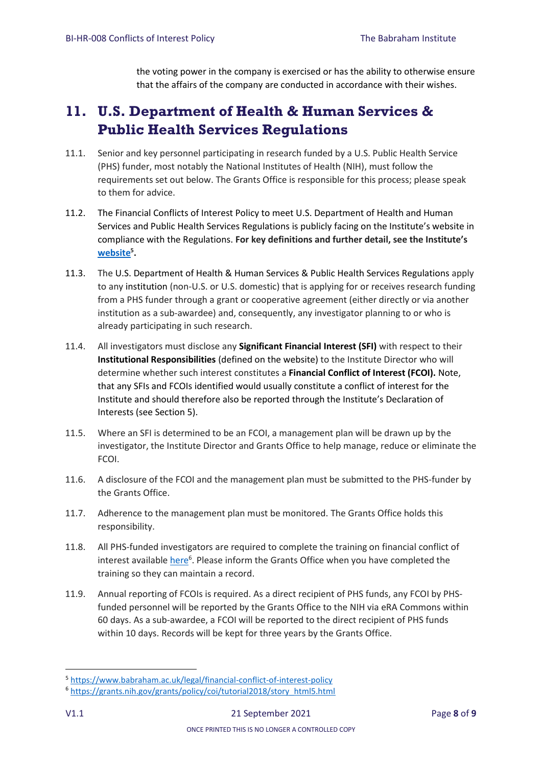the voting power in the company is exercised or has the ability to otherwise ensure that the affairs of the company are conducted in accordance with their wishes.

## 11. U.S. Department of Health & Human Services & Public Health Services Regulations

11.1. Senior and key personnel participating in research funded by a U.S. Public Health Service (PHS) funder, most notably the National Institutes of Health (NIH), must follow the requirements set out below. The Grants Office is responsible for this process; please speak to them for advice.

11.2. The Financial Conflicts of Interest Policy to meet U.S. Department of Health and Human Services and Public Health Services Regulations is publicly facing on the Institute's website in compliance with the Regulations. **For key definitions and further detail, see the Institute's website[5].**

11.3. The U.S. Department of Health & Human Services & Public Health Services Regulations apply to any institution (non-U.S. or U.S. domestic) that is applying for or receives research funding from a PHS funder through a grant or cooperative agreement (either directly or via another institution as a sub-awardee) and, consequently, any investigator planning to or who is already participating in such research.

11.4. All investigators must disclose any **Significant Financial Interest (SFI)** with respect to their **Institutional Responsibilities** (defined on the website) to the Institute Director who will determine whether such interest constitutes a **Financial Conflict of Interest (FCOI).** Note, that any SFIs and FCOIs identified would usually constitute a conflict of interest for the Institute and should therefore also be reported through the Institute's Declaration of Interests (see Section 5).

11.5. Where an SFI is determined to be an FCOI, a management plan will be drawn up by the investigator, the Institute Director and Grants Office to help manage, reduce or eliminate the FCOI.

11.6. A disclosure of the FCOI and the management plan must be submitted to the PHS-funder by the Grants Office.

11.7. Adherence to the management plan must be monitored. The Grants Office holds this responsibility.

11.8. All PHS-funded investigators are required to complete the training on financial conflict of interest available here[6]. Please inform the Grants Office when you have completed the training so they can maintain a record.

11.9. Annual reporting of FCOIs is required. As a direct recipient of PHS funds, any FCOI by PHS-funded personnel will be reported by the Grants Office to the NIH via eRA Commons within 60 days. As a sub-awardee, a FCOI will be reported to the direct recipient of PHS funds within 10 days. Records will be kept for three years by the Grants Office.

---

[5] https://www.babraham.ac.uk/legal/financial-conflict-of-interest-policy

[6] https://grants.nih.gov/grants/policy/coi/tutorial2018/story_html5.html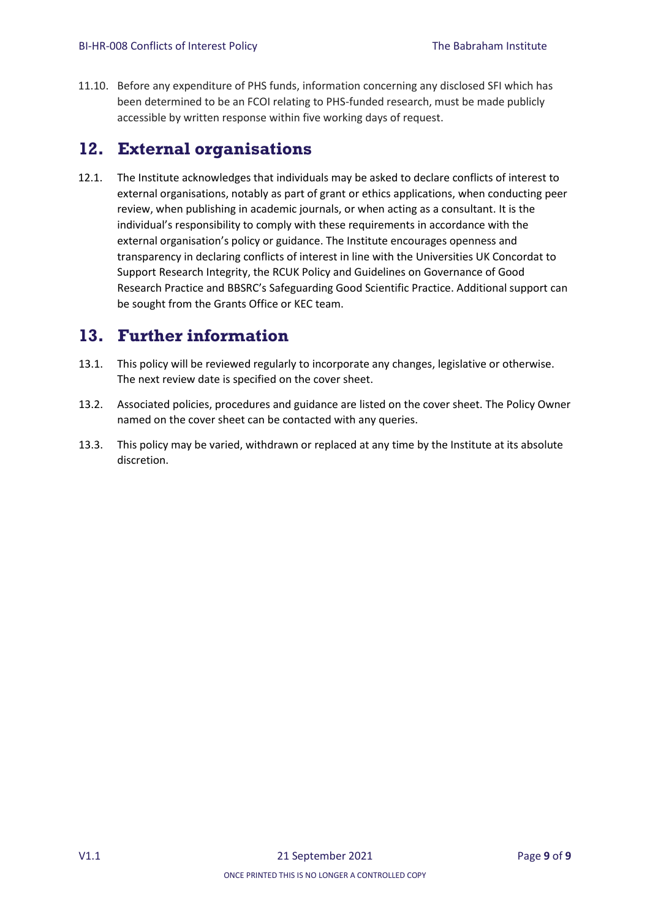11.10. Before any expenditure of PHS funds, information concerning any disclosed SFI which has been determined to be an FCOI relating to PHS-funded research, must be made publicly accessible by written response within five working days of request.

## 12. External organisations

12.1. The Institute acknowledges that individuals may be asked to declare conflicts of interest to external organisations, notably as part of grant or ethics applications, when conducting peer review, when publishing in academic journals, or when acting as a consultant. It is the individual's responsibility to comply with these requirements in accordance with the external organisation's policy or guidance. The Institute encourages openness and transparency in declaring conflicts of interest in line with the Universities UK Concordat to Support Research Integrity, the RCUK Policy and Guidelines on Governance of Good Research Practice and BBSRC's Safeguarding Good Scientific Practice. Additional support can be sought from the Grants Office or KEC team.

## 13. Further information

13.1. This policy will be reviewed regularly to incorporate any changes, legislative or otherwise. The next review date is specified on the cover sheet.

13.2. Associated policies, procedures and guidance are listed on the cover sheet. The Policy Owner named on the cover sheet can be contacted with any queries.

13.3. This policy may be varied, withdrawn or replaced at any time by the Institute at its absolute discretion.